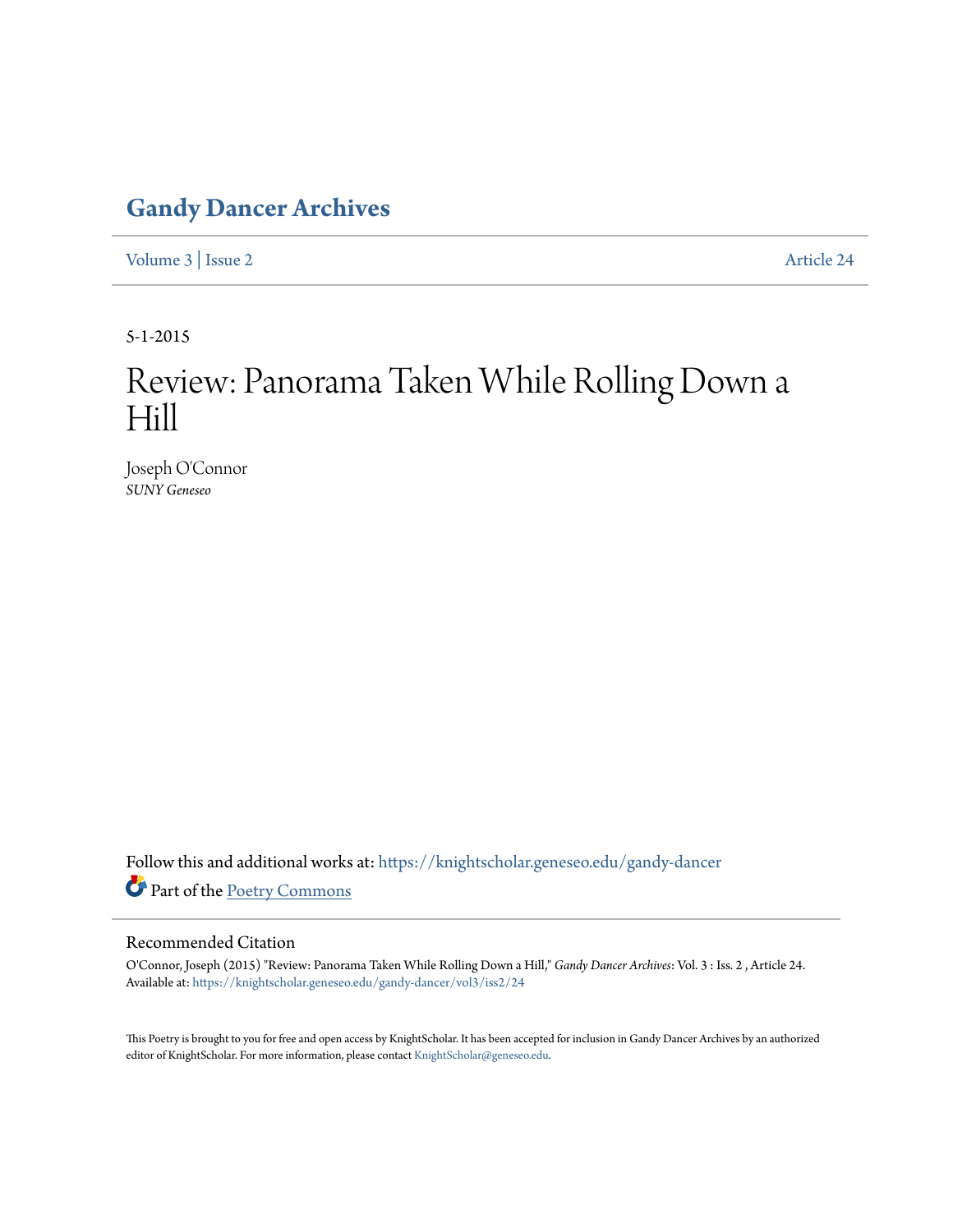# Gandy Dancer Archives

Volume 3 | Issue 2 Article 24

5-1-2015

# Review: Panorama Taken While Rolling Down a Hill

Joseph O'Connor
*SUNY Geneseo*

Follow this and additional works at: https://knightscholar.geneseo.edu/gandy-dancer

Part of the Poetry Commons

## Recommended Citation

O'Connor, Joseph (2015) "Review: Panorama Taken While Rolling Down a Hill," *Gandy Dancer Archives*: Vol. 3 : Iss. 2 , Article 24.
Available at: https://knightscholar.geneseo.edu/gandy-dancer/vol3/iss2/24

This Poetry is brought to you for free and open access by KnightScholar. It has been accepted for inclusion in Gandy Dancer Archives by an authorized editor of KnightScholar. For more information, please contact KnightScholar@geneseo.edu.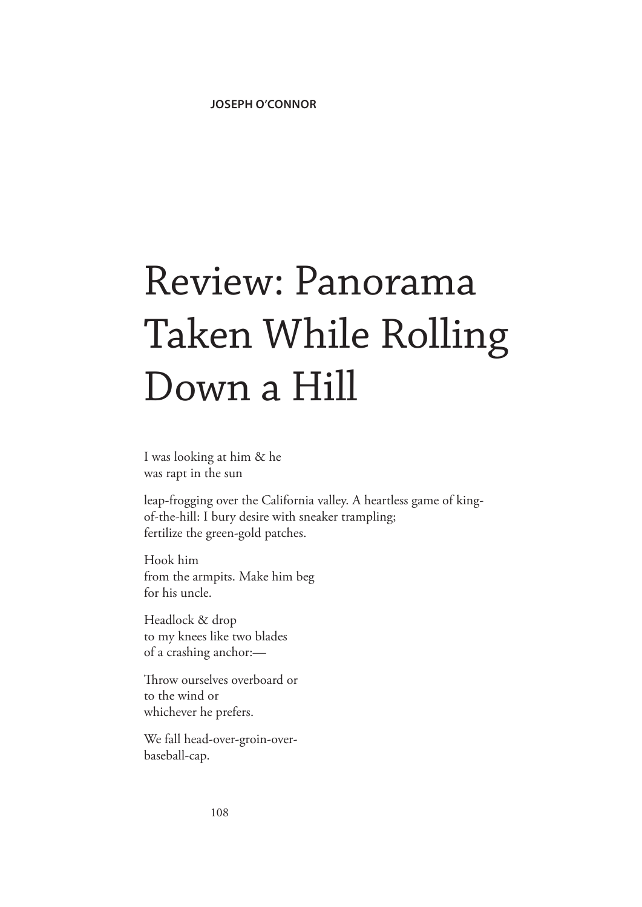**JOSEPH O'CONNOR**

# Review: Panorama Taken While Rolling Down a Hill

I was looking at him & he  
was rapt in the sun

leap-frogging over the California valley. A heartless game of king-  
of-the-hill: I bury desire with sneaker trampling;  
fertilize the green-gold patches.

Hook him  
from the armpits. Make him beg  
for his uncle.

Headlock & drop  
to my knees like two blades  
of a crashing anchor:—

Throw ourselves overboard or  
to the wind or  
whichever he prefers.

We fall head-over-groin-over-  
baseball-cap.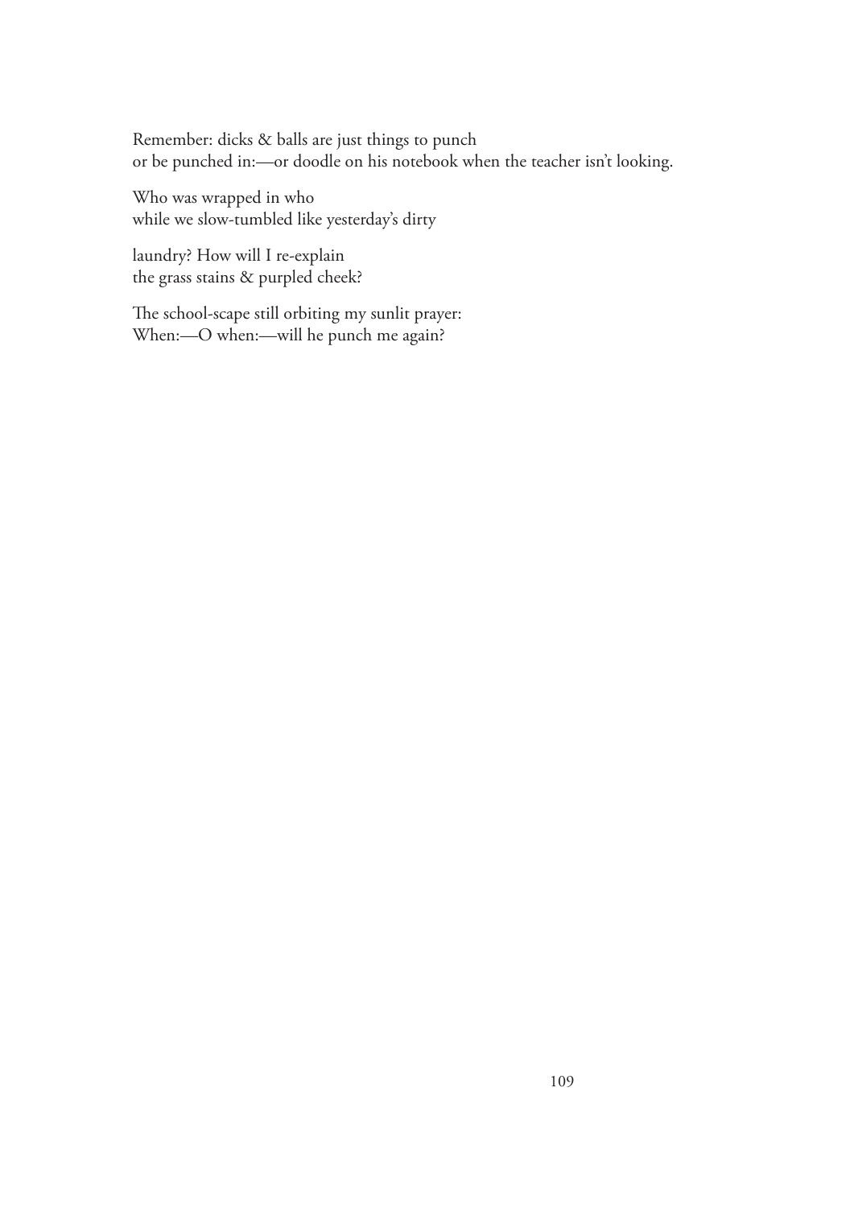Remember: dicks & balls are just things to punch
or be punched in:—or doodle on his notebook when the teacher isn't looking.

Who was wrapped in who
while we slow-tumbled like yesterday's dirty

laundry? How will I re-explain
the grass stains & purpled cheek?

The school-scape still orbiting my sunlit prayer:
When:—O when:—will he punch me again?